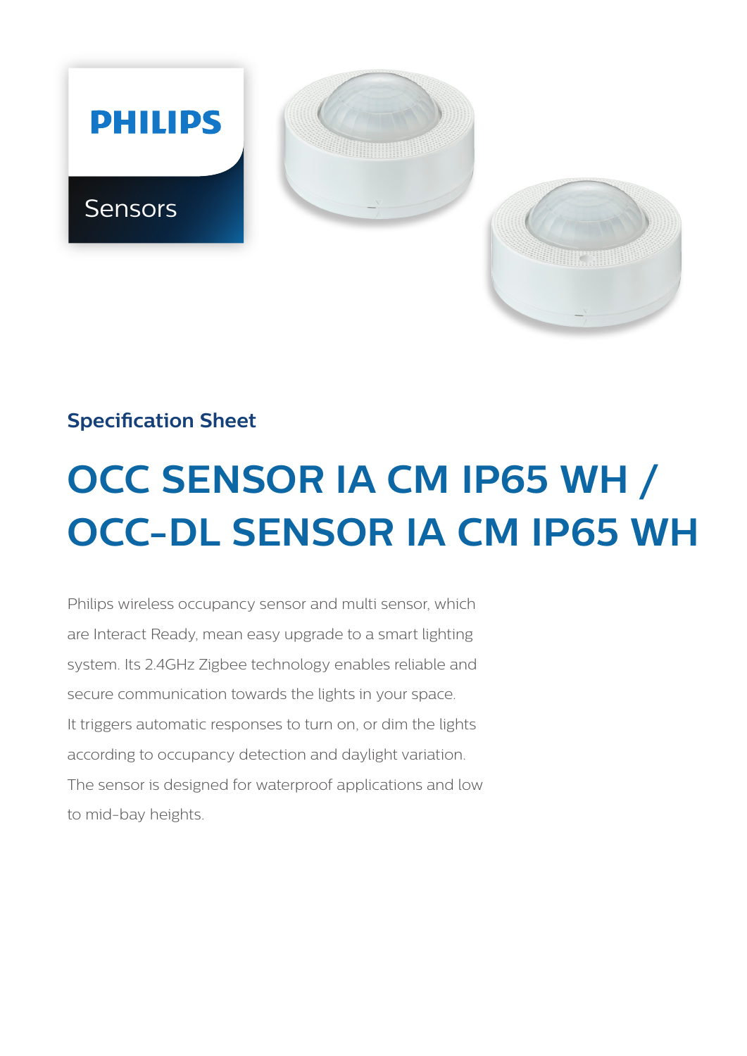PHILIPS

Sensors

## Specification Sheet

# OCC SENSOR IA CM IP65 WH / OCC-DL SENSOR IA CM IP65 WH

Philips wireless occupancy sensor and multi sensor, which are Interact Ready, mean easy upgrade to a smart lighting system. Its 2.4GHz Zigbee technology enables reliable and secure communication towards the lights in your space. It triggers automatic responses to turn on, or dim the lights according to occupancy detection and daylight variation. The sensor is designed for waterproof applications and low to mid-bay heights.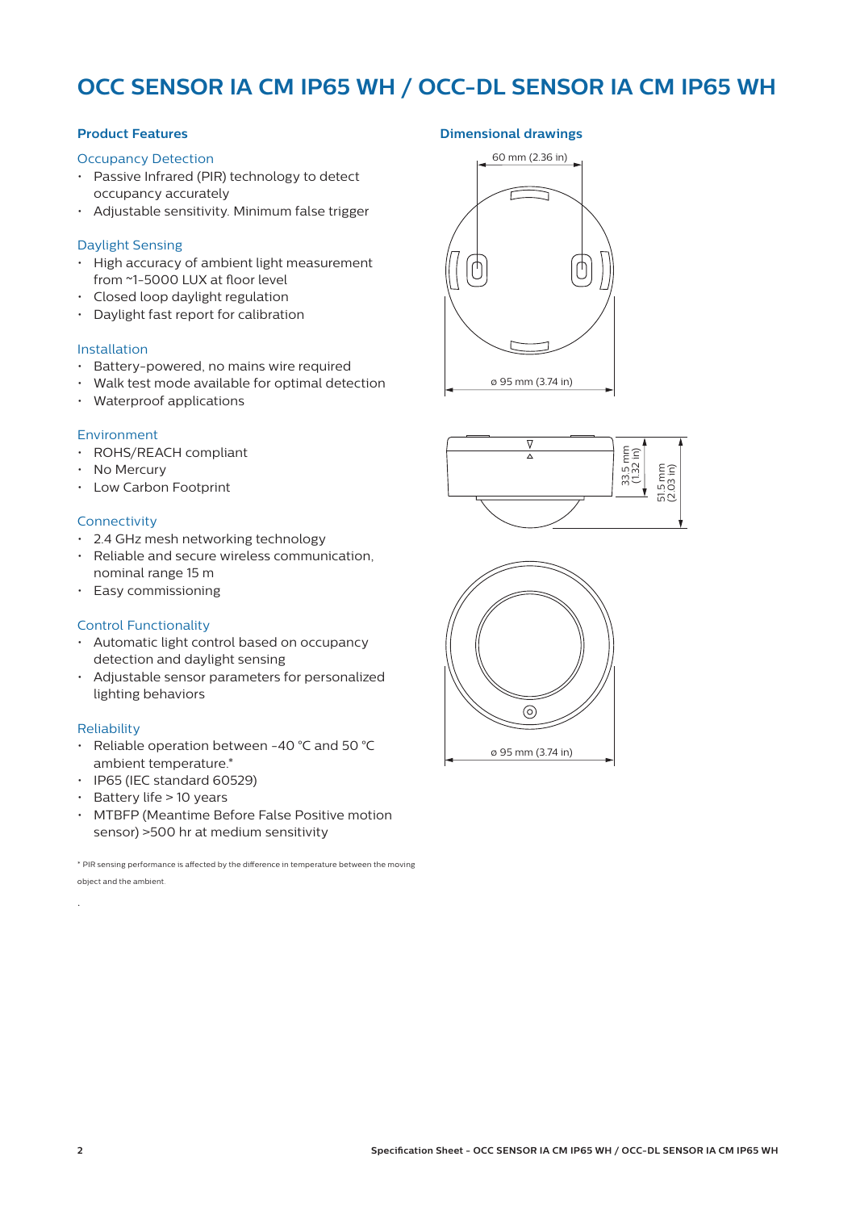# OCC SENSOR IA CM IP65 WH / OCC-DL SENSOR IA CM IP65 WH

## Product Features

### Occupancy Detection

- Passive Infrared (PIR) technology to detect occupancy accurately
- Adjustable sensitivity. Minimum false trigger

### Daylight Sensing

- High accuracy of ambient light measurement from ~1-5000 LUX at floor level
- Closed loop daylight regulation
- Daylight fast report for calibration

### Installation

- Battery-powered, no mains wire required
- Walk test mode available for optimal detection
- Waterproof applications

### Environment

- ROHS/REACH compliant
- No Mercury
- Low Carbon Footprint

### Connectivity

- 2.4 GHz mesh networking technology
- Reliable and secure wireless communication, nominal range 15 m
- Easy commissioning

### Control Functionality

- Automatic light control based on occupancy detection and daylight sensing
- Adjustable sensor parameters for personalized lighting behaviors

### Reliability

- Reliable operation between -40 °C and 50 °C ambient temperature.*
- IP65 (IEC standard 60529)
- Battery life > 10 years
- MTBFP (Meantime Before False Positive motion sensor) >500 hr at medium sensitivity

\* PIR sensing performance is affected by the difference in temperature between the moving object and the ambient.

## Dimensional drawings

60 mm (2.36 in)

ø 95 mm (3.74 in)

33.5 mm (1.32 in)

51.5 mm (2.03 in)

ø 95 mm (3.74 in)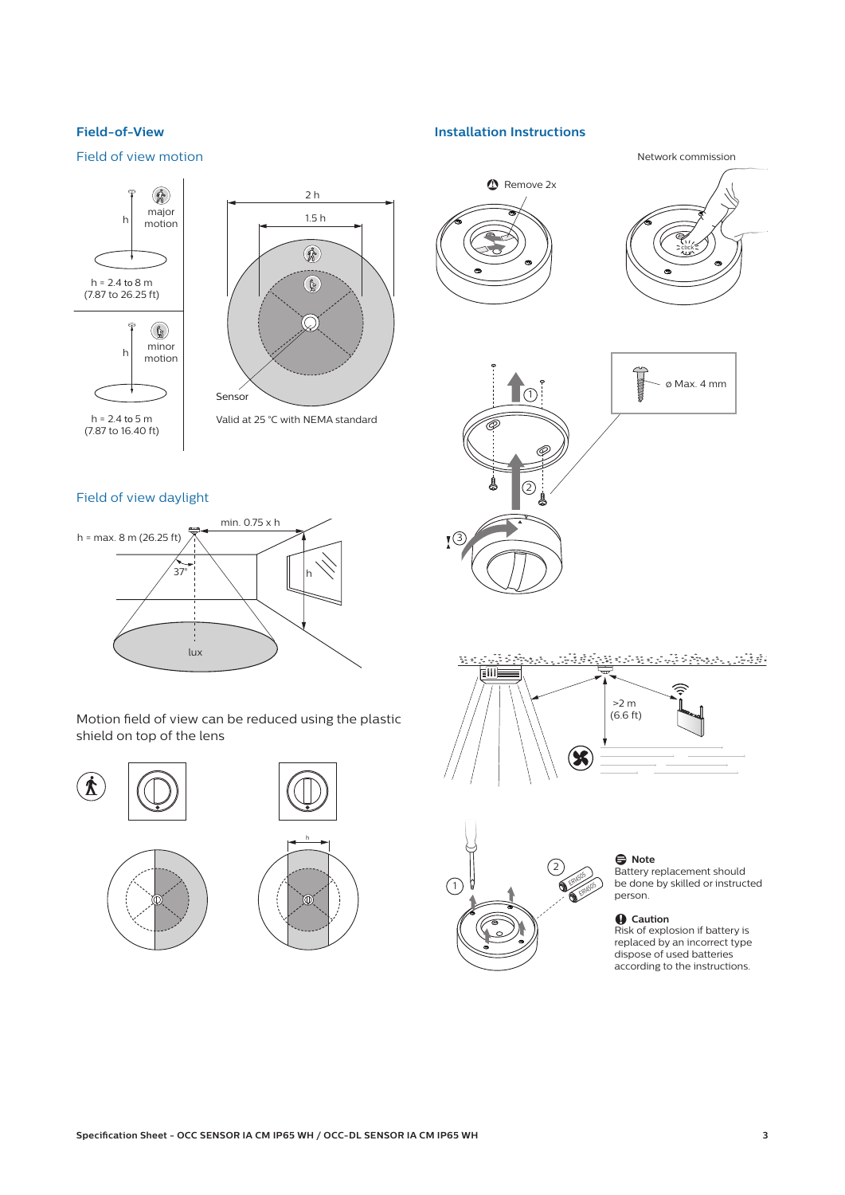## Field-of-View

### Field of view motion

major motion

h = 2.4 to 8 m
(7.87 to 26.25 ft)

minor motion

h = 2.4 to 5 m
(7.87 to 16.40 ft)

2 h

1.5 h

Sensor

Valid at 25 °C with NEMA standard

### Field of view daylight

h = max. 8 m (26.25 ft)

min. 0.75 x h

37°

lux

Motion field of view can be reduced using the plastic shield on top of the lens

## Installation Instructions

Network commission

Remove 2x

ø Max. 4 mm

>2 m
(6.6 ft)

**Note**
Battery replacement should be done by skilled or instructed person.

**Caution**
Risk of explosion if battery is replaced by an incorrect type dispose of used batteries according to the instructions.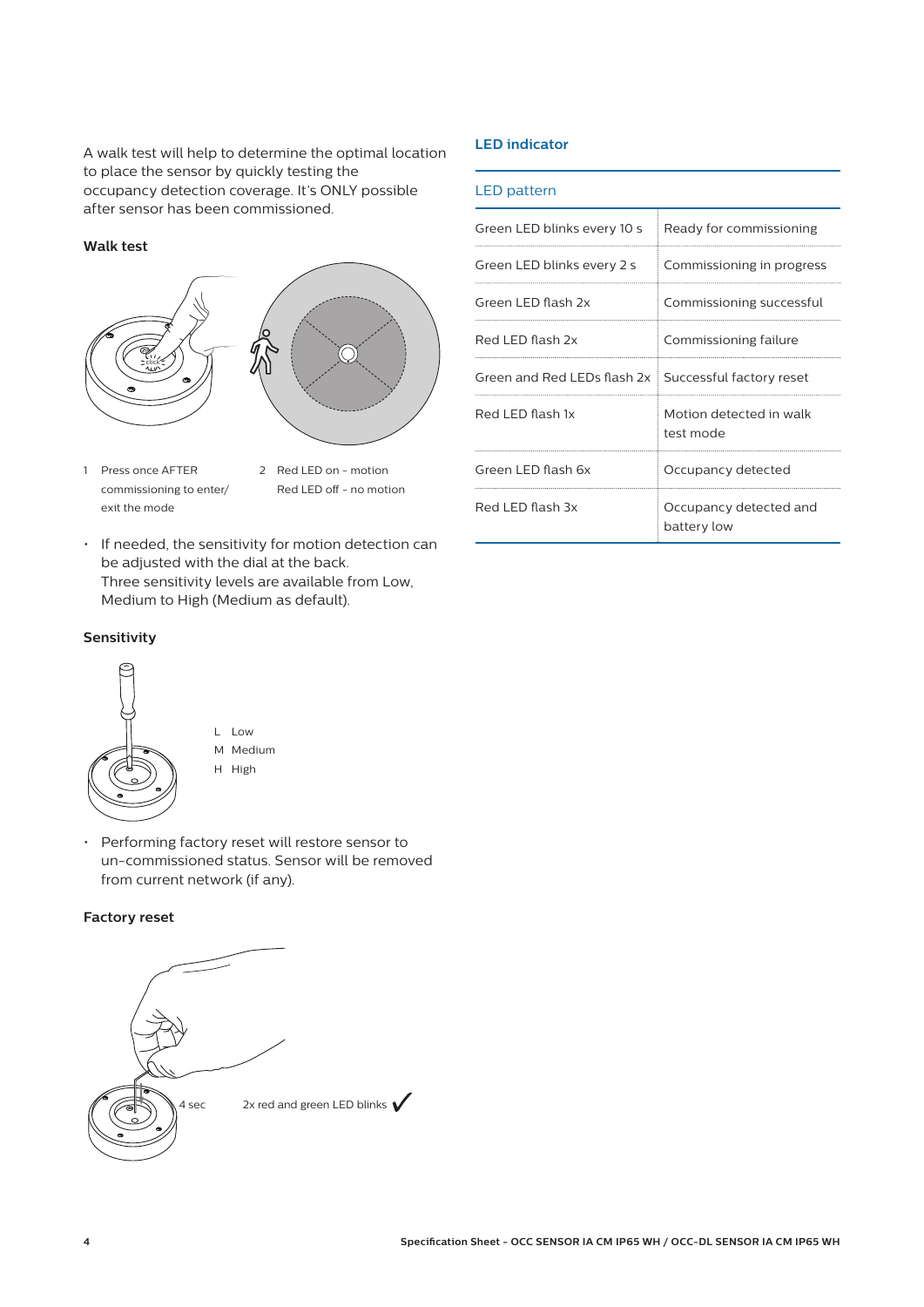A walk test will help to determine the optimal location to place the sensor by quickly testing the occupancy detection coverage. It's ONLY possible after sensor has been commissioned.

**Walk test**

1 Press once AFTER commissioning to enter/ exit the mode

2 Red LED on - motion
Red LED off - no motion

- If needed, the sensitivity for motion detection can be adjusted with the dial at the back.
  Three sensitivity levels are available from Low, Medium to High (Medium as default).

**Sensitivity**

L Low
M Medium
H High

- Performing factory reset will restore sensor to un-commissioned status. Sensor will be removed from current network (if any).

**Factory reset**

4 sec

2x red and green LED blinks ✓

## LED indicator

| LED pattern | |
|---|---|
| Green LED blinks every 10 s | Ready for commissioning |
| Green LED blinks every 2 s | Commissioning in progress |
| Green LED flash 2x | Commissioning successful |
| Red LED flash 2x | Commissioning failure |
| Green and Red LEDs flash 2x | Successful factory reset |
| Red LED flash 1x | Motion detected in walk test mode |
| Green LED flash 6x | Occupancy detected |
| Red LED flash 3x | Occupancy detected and battery low |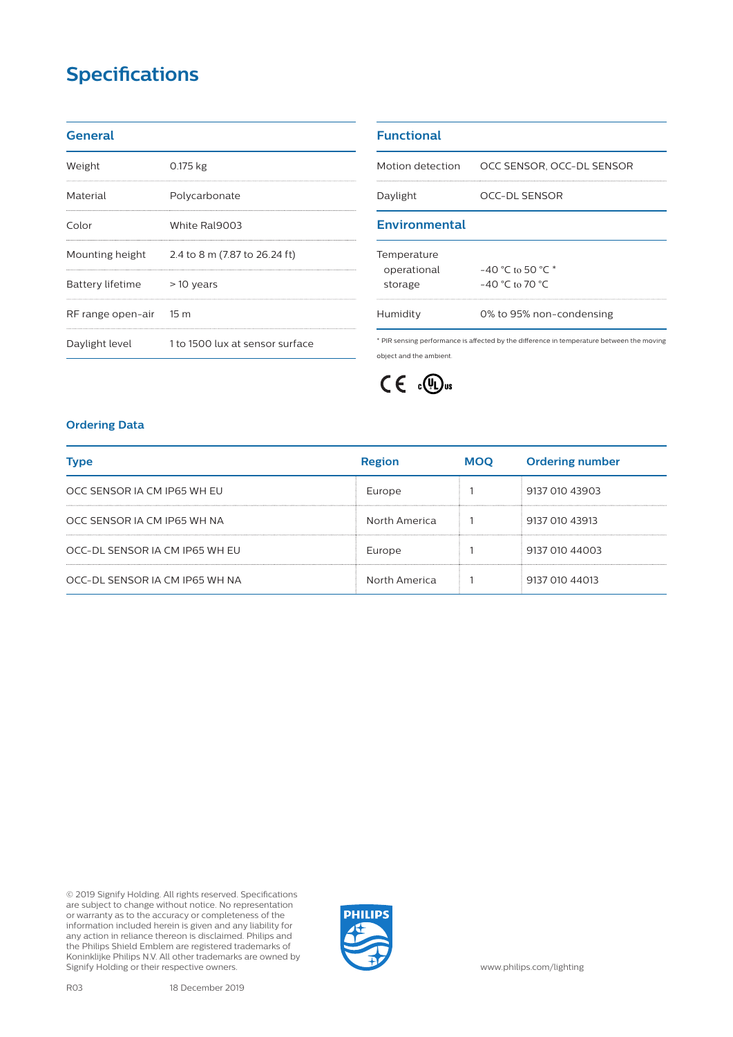# Specifications

## General

| | |
|---|---|
| Weight | 0.175 kg |
| Material | Polycarbonate |
| Color | White Ral9003 |
| Mounting height | 2.4 to 8 m (7.87 to 26.24 ft) |
| Battery lifetime | > 10 years |
| RF range open-air | 15 m |
| Daylight level | 1 to 1500 lux at sensor surface |

## Functional

| | |
|---|---|
| Motion detection | OCC SENSOR, OCC-DL SENSOR |
| Daylight | OCC-DL SENSOR |

## Environmental

| | |
|---|---|
| Temperature operational storage | -40 °C to 50 °C * -40 °C to 70 °C |
| Humidity | 0% to 95% non-condensing |

* PIR sensing performance is affected by the difference in temperature between the moving object and the ambient.

CE cULus

## Ordering Data

| Type | Region | MOQ | Ordering number |
|---|---|---|---|
| OCC SENSOR IA CM IP65 WH EU | Europe | 1 | 9137 010 43903 |
| OCC SENSOR IA CM IP65 WH NA | North America | 1 | 9137 010 43913 |
| OCC-DL SENSOR IA CM IP65 WH EU | Europe | 1 | 9137 010 44003 |
| OCC-DL SENSOR IA CM IP65 WH NA | North America | 1 | 9137 010 44013 |

© 2019 Signify Holding. All rights reserved. Specifications are subject to change without notice. No representation or warranty as to the accuracy or completeness of the information included herein is given and any liability for any action in reliance thereon is disclaimed. Philips and the Philips Shield Emblem are registered trademarks of Koninklijke Philips N.V. All other trademarks are owned by Signify Holding or their respective owners.

PHILIPS

www.philips.com/lighting

R03 18 December 2019